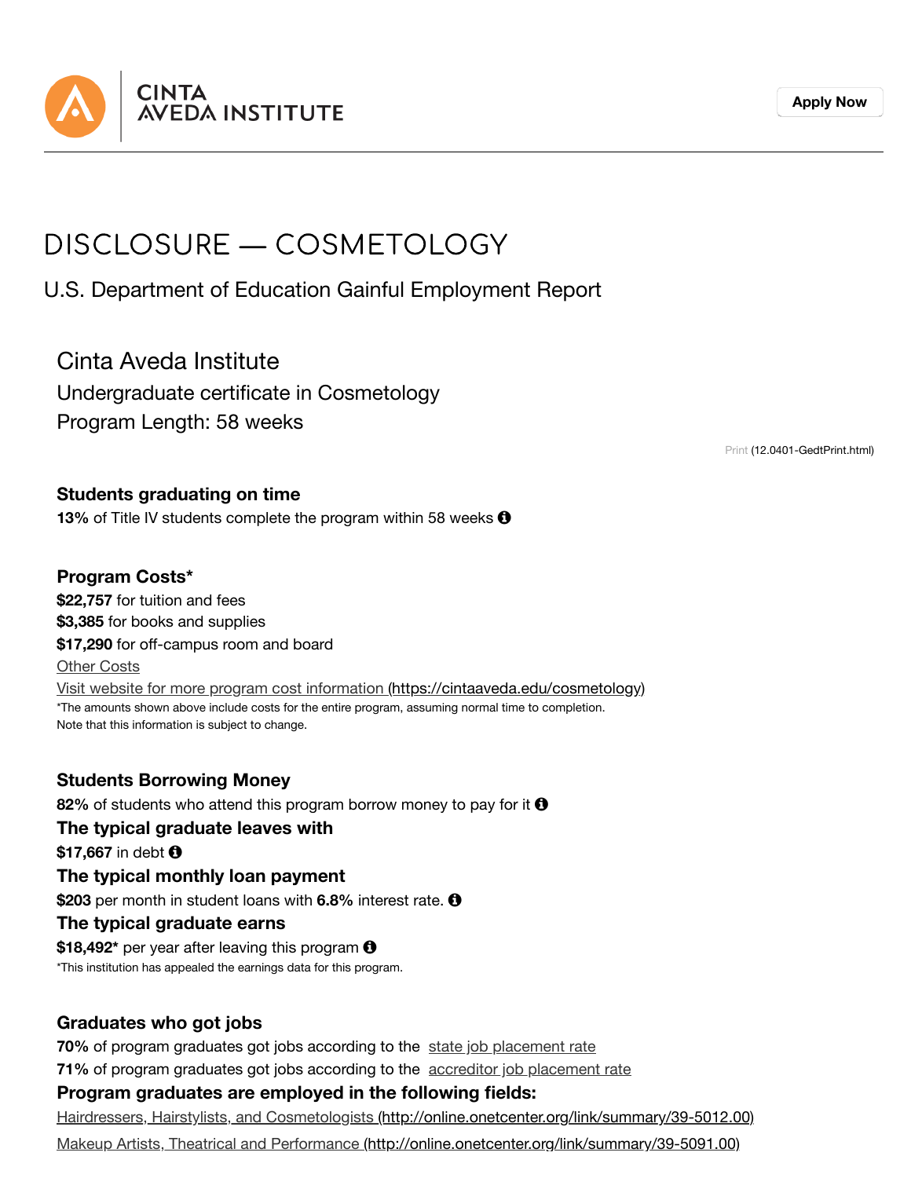CINTA AVEDA INSTITUTE

Apply Now

# DISCLOSURE — COSMETOLOGY

U.S. Department of Education Gainful Employment Report

## Cinta Aveda Institute

Undergraduate certificate in Cosmetology

Program Length: 58 weeks

Print (12.0401-GedtPrint.html)

### Students graduating on time

**13%** of Title IV students complete the program within 58 weeks

### Program Costs*

**$22,757** for tuition and fees

**$3,385** for books and supplies

**$17,290** for off-campus room and board

Other Costs

Visit website for more program cost information (https://cintaaveda.edu/cosmetology)

*The amounts shown above include costs for the entire program, assuming normal time to completion.
Note that this information is subject to change.

### Students Borrowing Money

**82%** of students who attend this program borrow money to pay for it

### The typical graduate leaves with

**$17,667** in debt

### The typical monthly loan payment

**$203** per month in student loans with **6.8%** interest rate.

### The typical graduate earns

**$18,492*** per year after leaving this program

*This institution has appealed the earnings data for this program.

### Graduates who got jobs

**70%** of program graduates got jobs according to the state job placement rate

**71%** of program graduates got jobs according to the accreditor job placement rate

### Program graduates are employed in the following fields:

Hairdressers, Hairstylists, and Cosmetologists (http://online.onetcenter.org/link/summary/39-5012.00)

Makeup Artists, Theatrical and Performance (http://online.onetcenter.org/link/summary/39-5091.00)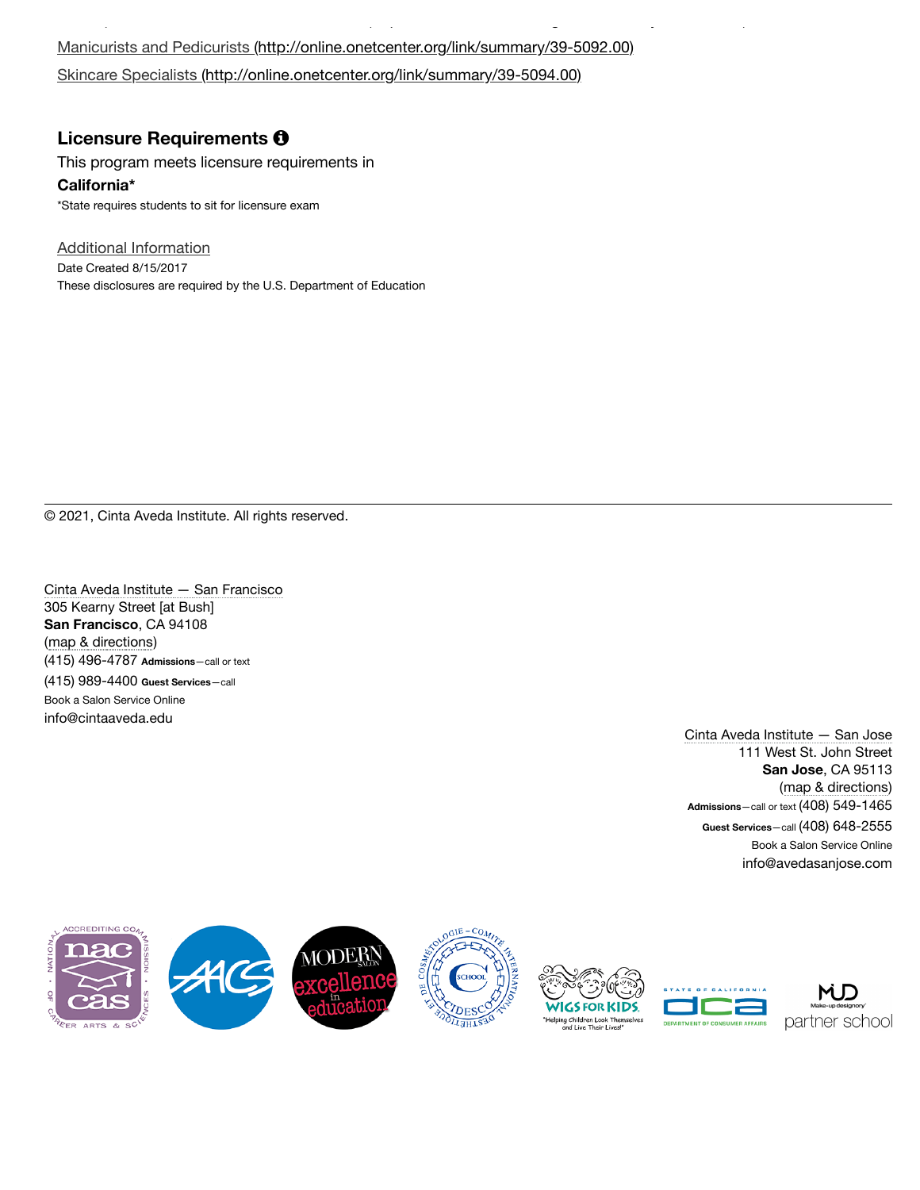Manicurists and Pedicurists (http://online.onetcenter.org/link/summary/39-5092.00)

Skincare Specialists (http://online.onetcenter.org/link/summary/39-5094.00)

### Licensure Requirements

This program meets licensure requirements in

**California***

*State requires students to sit for licensure exam

Additional Information

Date Created 8/15/2017

These disclosures are required by the U.S. Department of Education

© 2021, Cinta Aveda Institute. All rights reserved.

Cinta Aveda Institute — San Francisco
305 Kearny Street [at Bush]
**San Francisco**, CA 94108
(map & directions)
(415) 496-4787 **Admissions**—call or text
(415) 989-4400 **Guest Services**—call
Book a Salon Service Online
info@cintaaveda.edu

Cinta Aveda Institute — San Jose
111 West St. John Street
**San Jose**, CA 95113
(map & directions)
**Admissions**—call or text (408) 549-1465
**Guest Services**—call (408) 648-2555
Book a Salon Service Online
info@avedasanjose.com